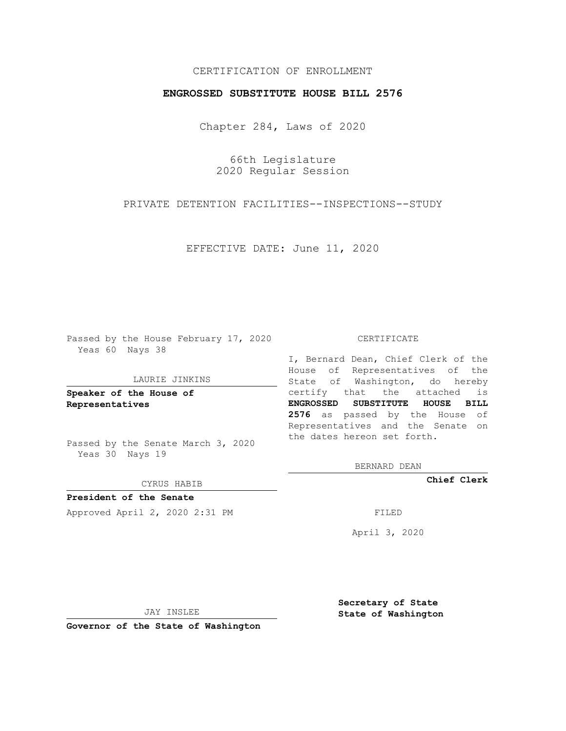CERTIFICATION OF ENROLLMENT

**ENGROSSED SUBSTITUTE HOUSE BILL 2576**

Chapter 284, Laws of 2020

66th Legislature
2020 Regular Session

PRIVATE DETENTION FACILITIES--INSPECTIONS--STUDY

EFFECTIVE DATE: June 11, 2020

Passed by the House February 17, 2020
Yeas 60 Nays 38

LAURIE JINKINS

**Speaker of the House of Representatives**

Passed by the Senate March 3, 2020
Yeas 30 Nays 19

CYRUS HABIB

**President of the Senate**

Approved April 2, 2020 2:31 PM

JAY INSLEE

**Governor of the State of Washington**

CERTIFICATE

I, Bernard Dean, Chief Clerk of the House of Representatives of the State of Washington, do hereby certify that the attached is **ENGROSSED SUBSTITUTE HOUSE BILL 2576** as passed by the House of Representatives and the Senate on the dates hereon set forth.

BERNARD DEAN

**Chief Clerk**

FILED

April 3, 2020

**Secretary of State**
**State of Washington**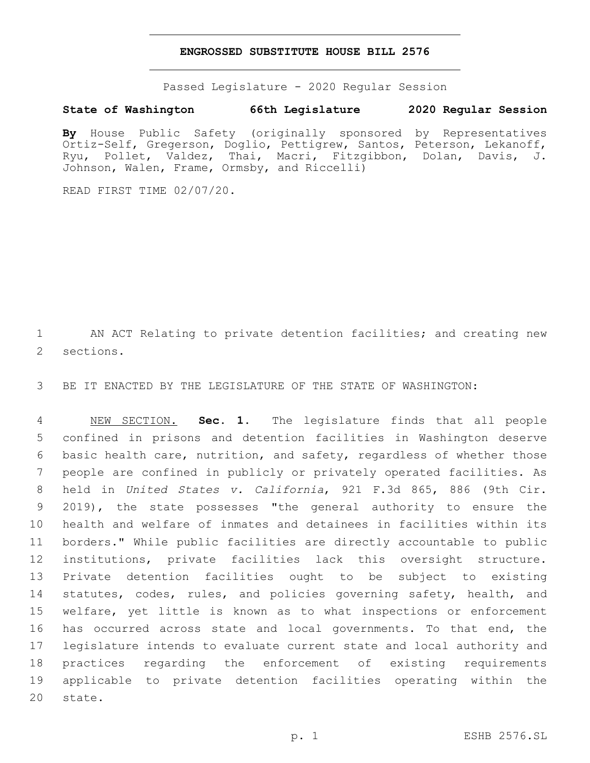**ENGROSSED SUBSTITUTE HOUSE BILL 2576**

Passed Legislature - 2020 Regular Session

**State of Washington 66th Legislature 2020 Regular Session**

**By** House Public Safety (originally sponsored by Representatives Ortiz-Self, Gregerson, Doglio, Pettigrew, Santos, Peterson, Lekanoff, Ryu, Pollet, Valdez, Thai, Macri, Fitzgibbon, Dolan, Davis, J. Johnson, Walen, Frame, Ormsby, and Riccelli)

READ FIRST TIME 02/07/20.

AN ACT Relating to private detention facilities; and creating new sections.

BE IT ENACTED BY THE LEGISLATURE OF THE STATE OF WASHINGTON:

NEW SECTION. **Sec. 1.** The legislature finds that all people confined in prisons and detention facilities in Washington deserve basic health care, nutrition, and safety, regardless of whether those people are confined in publicly or privately operated facilities. As held in *United States v. California*, 921 F.3d 865, 886 (9th Cir. 2019), the state possesses "the general authority to ensure the health and welfare of inmates and detainees in facilities within its borders." While public facilities are directly accountable to public institutions, private facilities lack this oversight structure. Private detention facilities ought to be subject to existing statutes, codes, rules, and policies governing safety, health, and welfare, yet little is known as to what inspections or enforcement has occurred across state and local governments. To that end, the legislature intends to evaluate current state and local authority and practices regarding the enforcement of existing requirements applicable to private detention facilities operating within the state.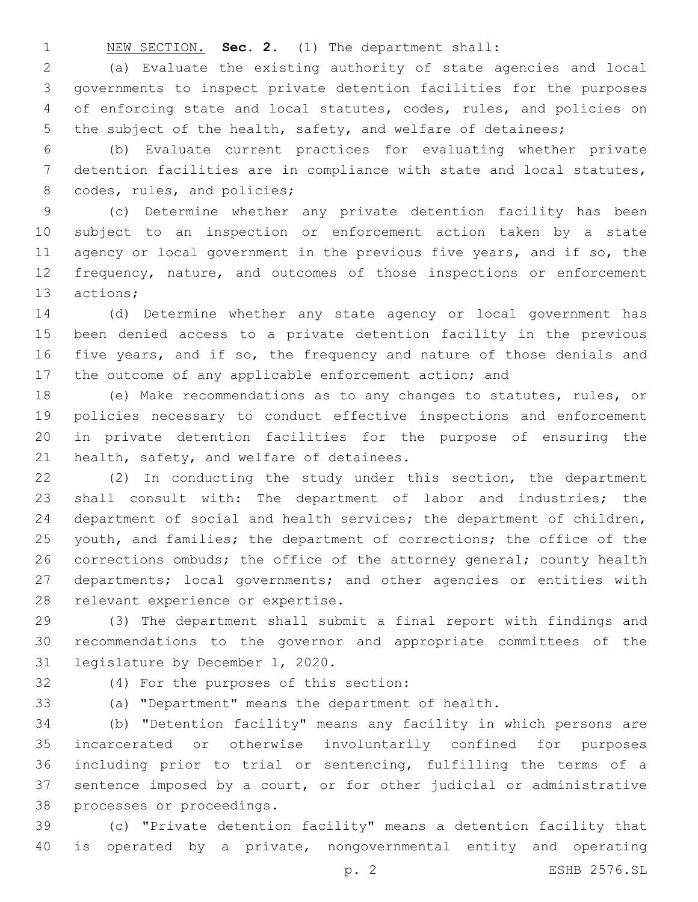NEW SECTION. **Sec. 2.** (1) The department shall:

(a) Evaluate the existing authority of state agencies and local governments to inspect private detention facilities for the purposes of enforcing state and local statutes, codes, rules, and policies on the subject of the health, safety, and welfare of detainees;

(b) Evaluate current practices for evaluating whether private detention facilities are in compliance with state and local statutes, codes, rules, and policies;

(c) Determine whether any private detention facility has been subject to an inspection or enforcement action taken by a state agency or local government in the previous five years, and if so, the frequency, nature, and outcomes of those inspections or enforcement actions;

(d) Determine whether any state agency or local government has been denied access to a private detention facility in the previous five years, and if so, the frequency and nature of those denials and the outcome of any applicable enforcement action; and

(e) Make recommendations as to any changes to statutes, rules, or policies necessary to conduct effective inspections and enforcement in private detention facilities for the purpose of ensuring the health, safety, and welfare of detainees.

(2) In conducting the study under this section, the department shall consult with: The department of labor and industries; the department of social and health services; the department of children, youth, and families; the department of corrections; the office of the corrections ombuds; the office of the attorney general; county health departments; local governments; and other agencies or entities with relevant experience or expertise.

(3) The department shall submit a final report with findings and recommendations to the governor and appropriate committees of the legislature by December 1, 2020.

(4) For the purposes of this section:

(a) "Department" means the department of health.

(b) "Detention facility" means any facility in which persons are incarcerated or otherwise involuntarily confined for purposes including prior to trial or sentencing, fulfilling the terms of a sentence imposed by a court, or for other judicial or administrative processes or proceedings.

(c) "Private detention facility" means a detention facility that is operated by a private, nongovernmental entity and operating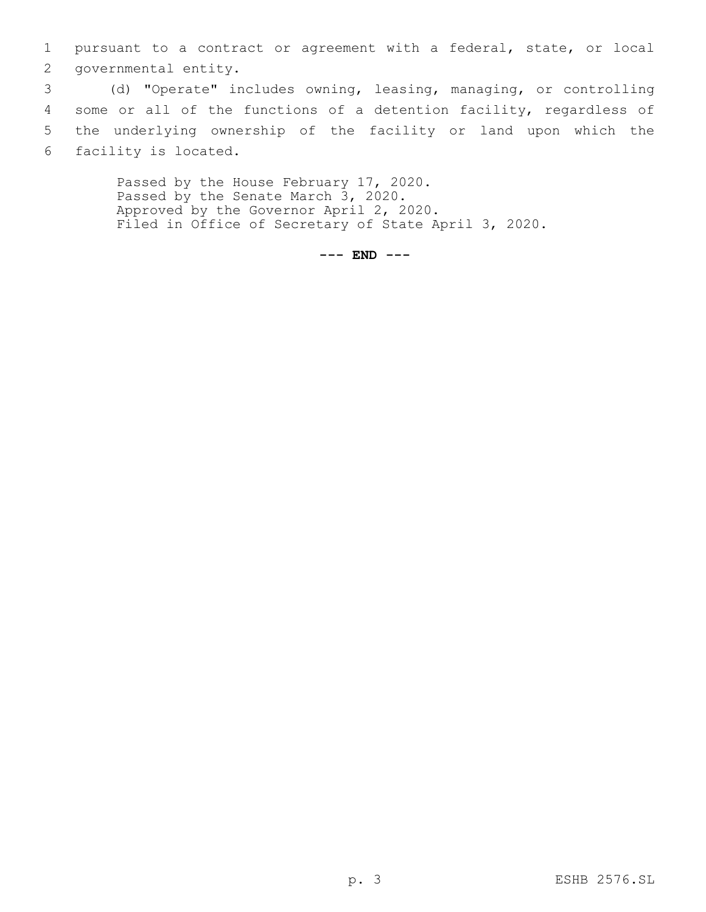pursuant to a contract or agreement with a federal, state, or local governmental entity.

(d) "Operate" includes owning, leasing, managing, or controlling some or all of the functions of a detention facility, regardless of the underlying ownership of the facility or land upon which the facility is located.

Passed by the House February 17, 2020.
Passed by the Senate March 3, 2020.
Approved by the Governor April 2, 2020.
Filed in Office of Secretary of State April 3, 2020.

**--- END ---**